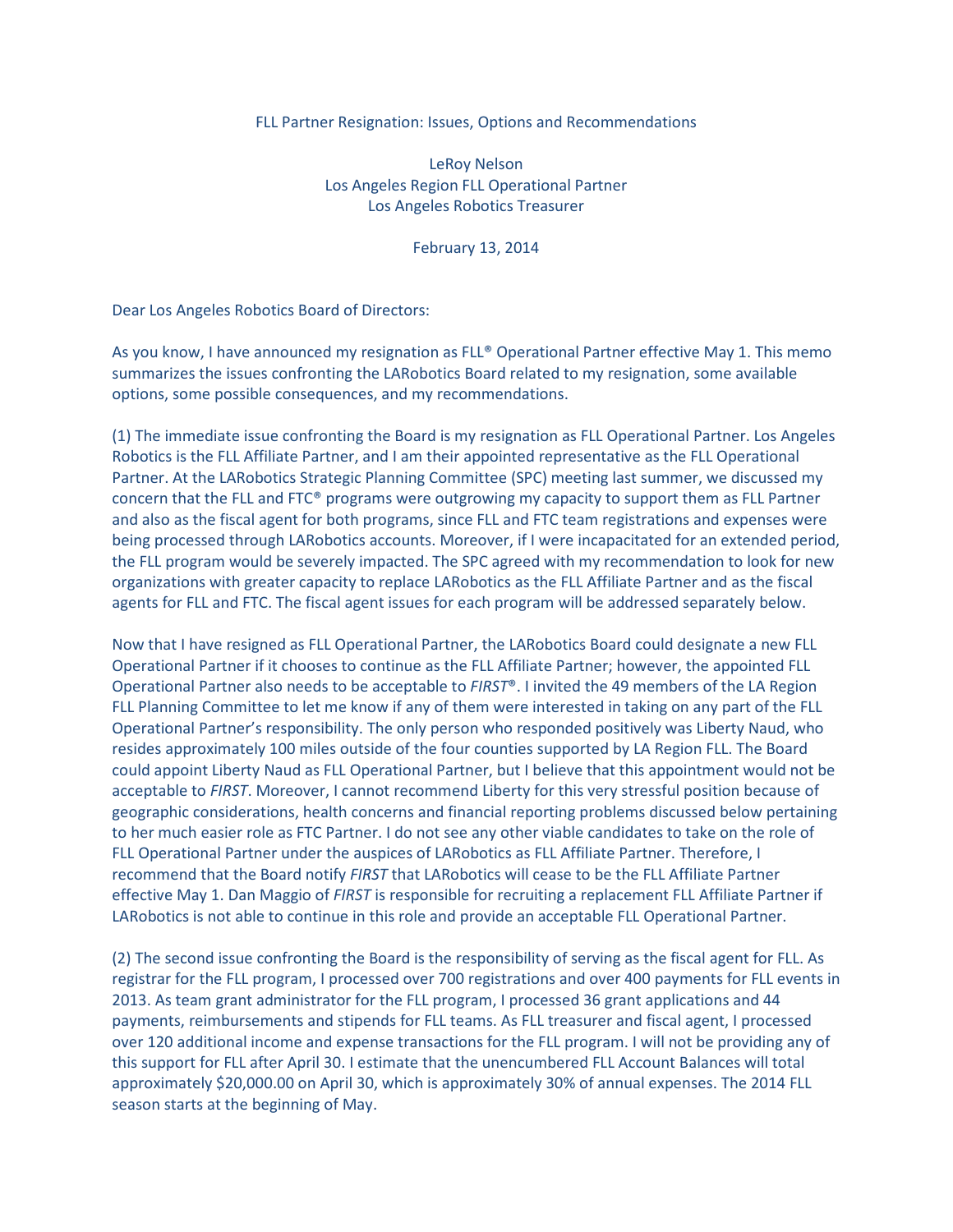# FLL Partner Resignation: Issues, Options and Recommendations

LeRoy Nelson
Los Angeles Region FLL Operational Partner
Los Angeles Robotics Treasurer

February 13, 2014

Dear Los Angeles Robotics Board of Directors:

As you know, I have announced my resignation as FLL® Operational Partner effective May 1. This memo summarizes the issues confronting the LARobotics Board related to my resignation, some available options, some possible consequences, and my recommendations.

(1) The immediate issue confronting the Board is my resignation as FLL Operational Partner. Los Angeles Robotics is the FLL Affiliate Partner, and I am their appointed representative as the FLL Operational Partner. At the LARobotics Strategic Planning Committee (SPC) meeting last summer, we discussed my concern that the FLL and FTC® programs were outgrowing my capacity to support them as FLL Partner and also as the fiscal agent for both programs, since FLL and FTC team registrations and expenses were being processed through LARobotics accounts. Moreover, if I were incapacitated for an extended period, the FLL program would be severely impacted. The SPC agreed with my recommendation to look for new organizations with greater capacity to replace LARobotics as the FLL Affiliate Partner and as the fiscal agents for FLL and FTC. The fiscal agent issues for each program will be addressed separately below.

Now that I have resigned as FLL Operational Partner, the LARobotics Board could designate a new FLL Operational Partner if it chooses to continue as the FLL Affiliate Partner; however, the appointed FLL Operational Partner also needs to be acceptable to *FIRST*®. I invited the 49 members of the LA Region FLL Planning Committee to let me know if any of them were interested in taking on any part of the FLL Operational Partner's responsibility. The only person who responded positively was Liberty Naud, who resides approximately 100 miles outside of the four counties supported by LA Region FLL. The Board could appoint Liberty Naud as FLL Operational Partner, but I believe that this appointment would not be acceptable to *FIRST*. Moreover, I cannot recommend Liberty for this very stressful position because of geographic considerations, health concerns and financial reporting problems discussed below pertaining to her much easier role as FTC Partner. I do not see any other viable candidates to take on the role of FLL Operational Partner under the auspices of LARobotics as FLL Affiliate Partner. Therefore, I recommend that the Board notify *FIRST* that LARobotics will cease to be the FLL Affiliate Partner effective May 1. Dan Maggio of *FIRST* is responsible for recruiting a replacement FLL Affiliate Partner if LARobotics is not able to continue in this role and provide an acceptable FLL Operational Partner.

(2) The second issue confronting the Board is the responsibility of serving as the fiscal agent for FLL. As registrar for the FLL program, I processed over 700 registrations and over 400 payments for FLL events in 2013. As team grant administrator for the FLL program, I processed 36 grant applications and 44 payments, reimbursements and stipends for FLL teams. As FLL treasurer and fiscal agent, I processed over 120 additional income and expense transactions for the FLL program. I will not be providing any of this support for FLL after April 30. I estimate that the unencumbered FLL Account Balances will total approximately $20,000.00 on April 30, which is approximately 30% of annual expenses. The 2014 FLL season starts at the beginning of May.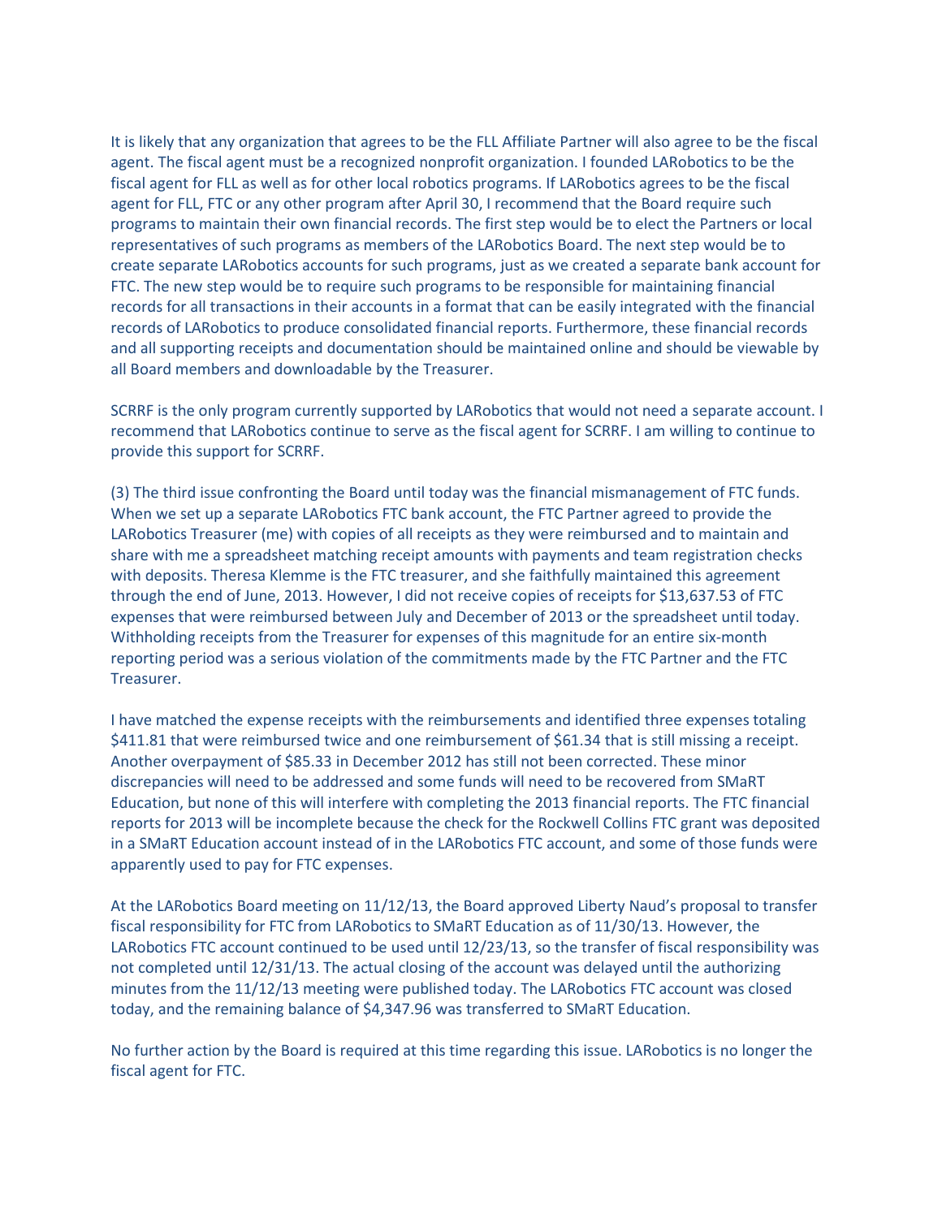It is likely that any organization that agrees to be the FLL Affiliate Partner will also agree to be the fiscal agent. The fiscal agent must be a recognized nonprofit organization. I founded LARobotics to be the fiscal agent for FLL as well as for other local robotics programs. If LARobotics agrees to be the fiscal agent for FLL, FTC or any other program after April 30, I recommend that the Board require such programs to maintain their own financial records. The first step would be to elect the Partners or local representatives of such programs as members of the LARobotics Board. The next step would be to create separate LARobotics accounts for such programs, just as we created a separate bank account for FTC. The new step would be to require such programs to be responsible for maintaining financial records for all transactions in their accounts in a format that can be easily integrated with the financial records of LARobotics to produce consolidated financial reports. Furthermore, these financial records and all supporting receipts and documentation should be maintained online and should be viewable by all Board members and downloadable by the Treasurer.

SCRRF is the only program currently supported by LARobotics that would not need a separate account. I recommend that LARobotics continue to serve as the fiscal agent for SCRRF. I am willing to continue to provide this support for SCRRF.

(3) The third issue confronting the Board until today was the financial mismanagement of FTC funds. When we set up a separate LARobotics FTC bank account, the FTC Partner agreed to provide the LARobotics Treasurer (me) with copies of all receipts as they were reimbursed and to maintain and share with me a spreadsheet matching receipt amounts with payments and team registration checks with deposits. Theresa Klemme is the FTC treasurer, and she faithfully maintained this agreement through the end of June, 2013. However, I did not receive copies of receipts for $13,637.53 of FTC expenses that were reimbursed between July and December of 2013 or the spreadsheet until today. Withholding receipts from the Treasurer for expenses of this magnitude for an entire six-month reporting period was a serious violation of the commitments made by the FTC Partner and the FTC Treasurer.

I have matched the expense receipts with the reimbursements and identified three expenses totaling $411.81 that were reimbursed twice and one reimbursement of $61.34 that is still missing a receipt. Another overpayment of $85.33 in December 2012 has still not been corrected. These minor discrepancies will need to be addressed and some funds will need to be recovered from SMaRT Education, but none of this will interfere with completing the 2013 financial reports. The FTC financial reports for 2013 will be incomplete because the check for the Rockwell Collins FTC grant was deposited in a SMaRT Education account instead of in the LARobotics FTC account, and some of those funds were apparently used to pay for FTC expenses.

At the LARobotics Board meeting on 11/12/13, the Board approved Liberty Naud's proposal to transfer fiscal responsibility for FTC from LARobotics to SMaRT Education as of 11/30/13. However, the LARobotics FTC account continued to be used until 12/23/13, so the transfer of fiscal responsibility was not completed until 12/31/13. The actual closing of the account was delayed until the authorizing minutes from the 11/12/13 meeting were published today. The LARobotics FTC account was closed today, and the remaining balance of $4,347.96 was transferred to SMaRT Education.

No further action by the Board is required at this time regarding this issue. LARobotics is no longer the fiscal agent for FTC.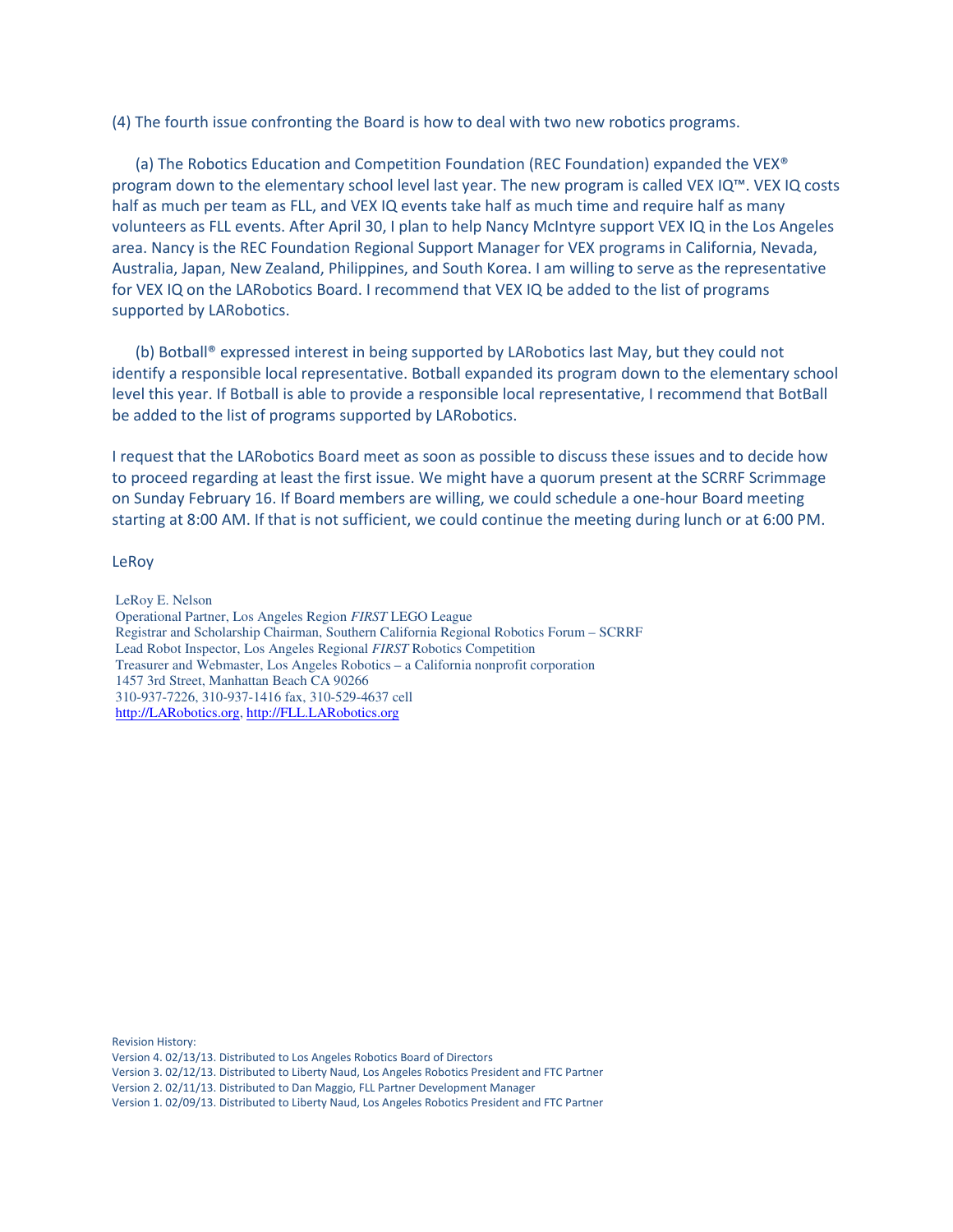(4) The fourth issue confronting the Board is how to deal with two new robotics programs.

(a) The Robotics Education and Competition Foundation (REC Foundation) expanded the VEX® program down to the elementary school level last year. The new program is called VEX IQ™. VEX IQ costs half as much per team as FLL, and VEX IQ events take half as much time and require half as many volunteers as FLL events. After April 30, I plan to help Nancy McIntyre support VEX IQ in the Los Angeles area. Nancy is the REC Foundation Regional Support Manager for VEX programs in California, Nevada, Australia, Japan, New Zealand, Philippines, and South Korea. I am willing to serve as the representative for VEX IQ on the LARobotics Board. I recommend that VEX IQ be added to the list of programs supported by LARobotics.

(b) Botball® expressed interest in being supported by LARobotics last May, but they could not identify a responsible local representative. Botball expanded its program down to the elementary school level this year. If Botball is able to provide a responsible local representative, I recommend that BotBall be added to the list of programs supported by LARobotics.

I request that the LARobotics Board meet as soon as possible to discuss these issues and to decide how to proceed regarding at least the first issue. We might have a quorum present at the SCRRF Scrimmage on Sunday February 16. If Board members are willing, we could schedule a one-hour Board meeting starting at 8:00 AM. If that is not sufficient, we could continue the meeting during lunch or at 6:00 PM.

LeRoy

LeRoy E. Nelson
Operational Partner, Los Angeles Region *FIRST* LEGO League
Registrar and Scholarship Chairman, Southern California Regional Robotics Forum – SCRRF
Lead Robot Inspector, Los Angeles Regional *FIRST* Robotics Competition
Treasurer and Webmaster, Los Angeles Robotics – a California nonprofit corporation
1457 3rd Street, Manhattan Beach CA 90266
310-937-7226, 310-937-1416 fax, 310-529-4637 cell
http://LARobotics.org, http://FLL.LARobotics.org

Revision History:
Version 4. 02/13/13. Distributed to Los Angeles Robotics Board of Directors
Version 3. 02/12/13. Distributed to Liberty Naud, Los Angeles Robotics President and FTC Partner
Version 2. 02/11/13. Distributed to Dan Maggio, FLL Partner Development Manager
Version 1. 02/09/13. Distributed to Liberty Naud, Los Angeles Robotics President and FTC Partner